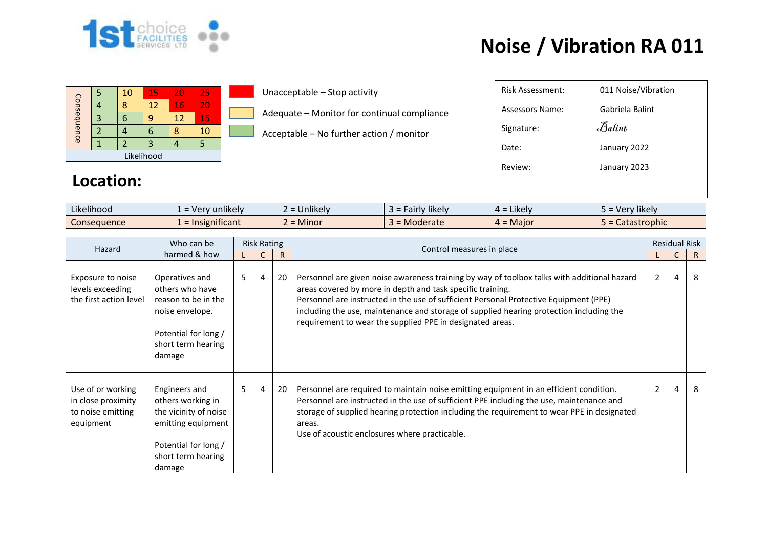1st choice FACILITIES SERVICES LTD

# Noise / Vibration RA 011

| Consequence | | | | | |
|---|---|---|---|---|---|
| 5 | 5 | 10 | 15 | 20 | 25 |
| 4 | 4 | 8 | 12 | 16 | 20 |
| 3 | 3 | 6 | 9 | 12 | 15 |
| 2 | 2 | 4 | 6 | 8 | 10 |
| 1 | 1 | 2 | 3 | 4 | 5 |
| | Likelihood | | | | |

- Unacceptable – Stop activity
- Adequate – Monitor for continual compliance
- Acceptable – No further action / monitor

| | |
|---|---|
| Risk Assessment: | 011 Noise/Vibration |
| Assessors Name: | Gabriela Balint |
| Signature: | Balint |
| Date: | January 2022 |
| Review: | January 2023 |

## Location:

| | | | | | |
|---|---|---|---|---|---|
| Likelihood | 1 = Very unlikely | 2 = Unlikely | 3 = Fairly likely | 4 = Likely | 5 = Very likely |
| Consequence | 1 = Insignificant | 2 = Minor | 3 = Moderate | 4 = Major | 5 = Catastrophic |

| Hazard | Who can be harmed & how | Risk Rating | | | Control measures in place | Residual Risk | | |
|---|---|---|---|---|---|---|---|---|
| | | L | C | R | | L | C | R |
| Exposure to noise levels exceeding the first action level | Operatives and others who have reason to be in the noise envelope.<br><br>Potential for long / short term hearing damage | 5 | 4 | 20 | Personnel are given noise awareness training by way of toolbox talks with additional hazard areas covered by more in depth and task specific training.<br>Personnel are instructed in the use of sufficient Personal Protective Equipment (PPE) including the use, maintenance and storage of supplied hearing protection including the requirement to wear the supplied PPE in designated areas. | 2 | 4 | 8 |
| Use of or working in close proximity to noise emitting equipment | Engineers and others working in the vicinity of noise emitting equipment<br><br>Potential for long / short term hearing damage | 5 | 4 | 20 | Personnel are required to maintain noise emitting equipment in an efficient condition.<br>Personnel are instructed in the use of sufficient PPE including the use, maintenance and storage of supplied hearing protection including the requirement to wear PPE in designated areas.<br>Use of acoustic enclosures where practicable. | 2 | 4 | 8 |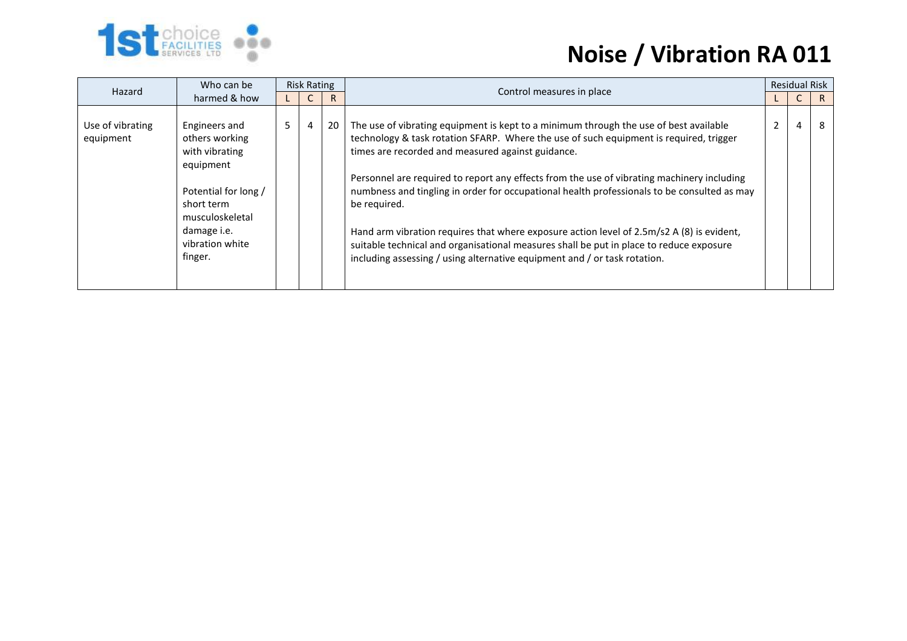# Noise / Vibration RA 011

| Hazard | Who can be harmed & how | Risk Rating | | | Control measures in place | Residual Risk | | |
|---|---|---|---|---|---|---|---|---|
| | | L | C | R | | L | C | R |
| Use of vibrating equipment | Engineers and others working with vibrating equipment<br><br>Potential for long / short term musculoskeletal damage i.e. vibration white finger. | 5 | 4 | 20 | The use of vibrating equipment is kept to a minimum through the use of best available technology & task rotation SFARP. Where the use of such equipment is required, trigger times are recorded and measured against guidance.<br><br>Personnel are required to report any effects from the use of vibrating machinery including numbness and tingling in order for occupational health professionals to be consulted as may be required.<br><br>Hand arm vibration requires that where exposure action level of 2.5m/s2 A (8) is evident, suitable technical and organisational measures shall be put in place to reduce exposure including assessing / using alternative equipment and / or task rotation. | 2 | 4 | 8 |